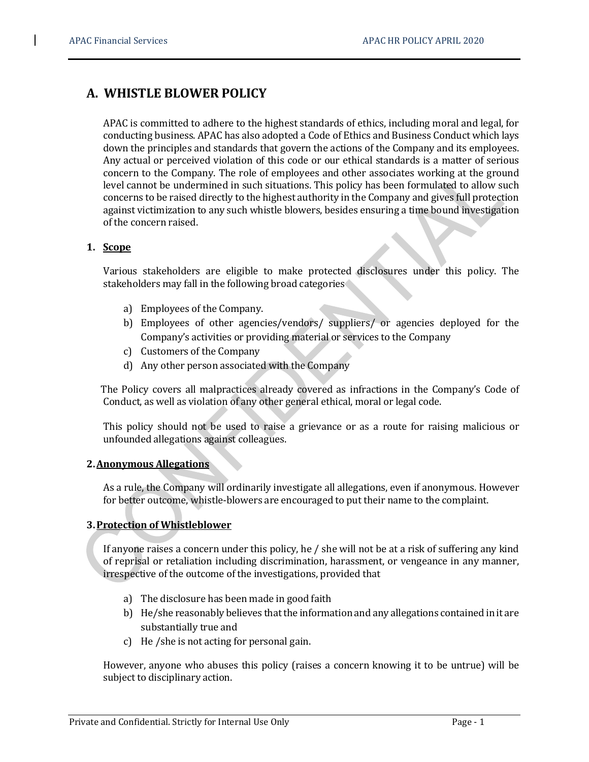# A. WHISTLE BLOWER POLICY

APAC is committed to adhere to the highest standards of ethics, including moral and legal, for conducting business. APAC has also adopted a Code of Ethics and Business Conduct which lays down the principles and standards that govern the actions of the Company and its employees. Any actual or perceived violation of this code or our ethical standards is a matter of serious concern to the Company. The role of employees and other associates working at the ground level cannot be undermined in such situations. This policy has been formulated to allow such concerns to be raised directly to the highest authority in the Company and gives full protection against victimization to any such whistle blowers, besides ensuring a time bound investigation of the concern raised.

## 1. Scope

Various stakeholders are eligible to make protected disclosures under this policy. The stakeholders may fall in the following broad categories

a) Employees of the Company.
b) Employees of other agencies/vendors/ suppliers/ or agencies deployed for the Company's activities or providing material or services to the Company
c) Customers of the Company
d) Any other person associated with the Company

The Policy covers all malpractices already covered as infractions in the Company's Code of Conduct, as well as violation of any other general ethical, moral or legal code.

This policy should not be used to raise a grievance or as a route for raising malicious or unfounded allegations against colleagues.

## 2. Anonymous Allegations

As a rule, the Company will ordinarily investigate all allegations, even if anonymous. However for better outcome, whistle-blowers are encouraged to put their name to the complaint.

## 3. Protection of Whistleblower

If anyone raises a concern under this policy, he / she will not be at a risk of suffering any kind of reprisal or retaliation including discrimination, harassment, or vengeance in any manner, irrespective of the outcome of the investigations, provided that

a) The disclosure has been made in good faith
b) He/she reasonably believes that the information and any allegations contained in it are substantially true and
c) He /she is not acting for personal gain.

However, anyone who abuses this policy (raises a concern knowing it to be untrue) will be subject to disciplinary action.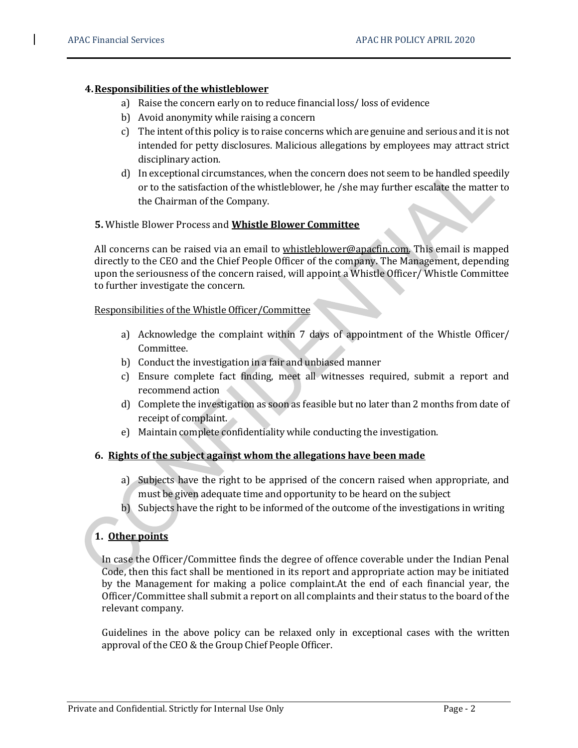## 4. Responsibilities of the whistleblower

a) Raise the concern early on to reduce financial loss/ loss of evidence
b) Avoid anonymity while raising a concern
c) The intent of this policy is to raise concerns which are genuine and serious and it is not intended for petty disclosures. Malicious allegations by employees may attract strict disciplinary action.
d) In exceptional circumstances, when the concern does not seem to be handled speedily or to the satisfaction of the whistleblower, he /she may further escalate the matter to the Chairman of the Company.

## 5. Whistle Blower Process and Whistle Blower Committee

All concerns can be raised via an email to whistleblower@apacfin.com. This email is mapped directly to the CEO and the Chief People Officer of the company. The Management, depending upon the seriousness of the concern raised, will appoint a Whistle Officer/ Whistle Committee to further investigate the concern.

Responsibilities of the Whistle Officer/Committee

a) Acknowledge the complaint within 7 days of appointment of the Whistle Officer/ Committee.
b) Conduct the investigation in a fair and unbiased manner
c) Ensure complete fact finding, meet all witnesses required, submit a report and recommend action
d) Complete the investigation as soon as feasible but no later than 2 months from date of receipt of complaint.
e) Maintain complete confidentiality while conducting the investigation.

## 6. Rights of the subject against whom the allegations have been made

a) Subjects have the right to be apprised of the concern raised when appropriate, and must be given adequate time and opportunity to be heard on the subject
b) Subjects have the right to be informed of the outcome of the investigations in writing

## 1. Other points

In case the Officer/Committee finds the degree of offence coverable under the Indian Penal Code, then this fact shall be mentioned in its report and appropriate action may be initiated by the Management for making a police complaint.At the end of each financial year, the Officer/Committee shall submit a report on all complaints and their status to the board of the relevant company.

Guidelines in the above policy can be relaxed only in exceptional cases with the written approval of the CEO & the Group Chief People Officer.